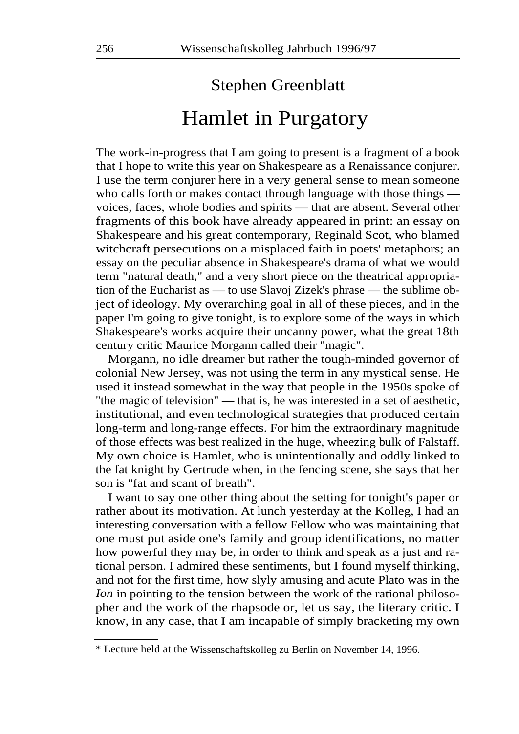Stephen Greenblatt

# Hamlet in Purgatory

The work-in-progress that I am going to present is a fragment of a book that I hope to write this year on Shakespeare as a Renaissance conjurer. I use the term conjurer here in a very general sense to mean someone who calls forth or makes contact through language with those things — voices, faces, whole bodies and spirits — that are absent. Several other fragments of this book have already appeared in print: an essay on Shakespeare and his great contemporary, Reginald Scot, who blamed witchcraft persecutions on a misplaced faith in poets' metaphors; an essay on the peculiar absence in Shakespeare's drama of what we would term "natural death," and a very short piece on the theatrical appropriation of the Eucharist as — to use Slavoj Zizek's phrase — the sublime object of ideology. My overarching goal in all of these pieces, and in the paper I'm going to give tonight, is to explore some of the ways in which Shakespeare's works acquire their uncanny power, what the great 18th century critic Maurice Morgann called their "magic".

Morgann, no idle dreamer but rather the tough-minded governor of colonial New Jersey, was not using the term in any mystical sense. He used it instead somewhat in the way that people in the 1950s spoke of "the magic of television" — that is, he was interested in a set of aesthetic, institutional, and even technological strategies that produced certain long-term and long-range effects. For him the extraordinary magnitude of those effects was best realized in the huge, wheezing bulk of Falstaff. My own choice is Hamlet, who is unintentionally and oddly linked to the fat knight by Gertrude when, in the fencing scene, she says that her son is "fat and scant of breath".

I want to say one other thing about the setting for tonight's paper or rather about its motivation. At lunch yesterday at the Kolleg, I had an interesting conversation with a fellow Fellow who was maintaining that one must put aside one's family and group identifications, no matter how powerful they may be, in order to think and speak as a just and rational person. I admired these sentiments, but I found myself thinking, and not for the first time, how slyly amusing and acute Plato was in the *Ion* in pointing to the tension between the work of the rational philosopher and the work of the rhapsode or, let us say, the literary critic. I know, in any case, that I am incapable of simply bracketing my own

---

\* Lecture held at the Wissenschaftskolleg zu Berlin on November 14, 1996.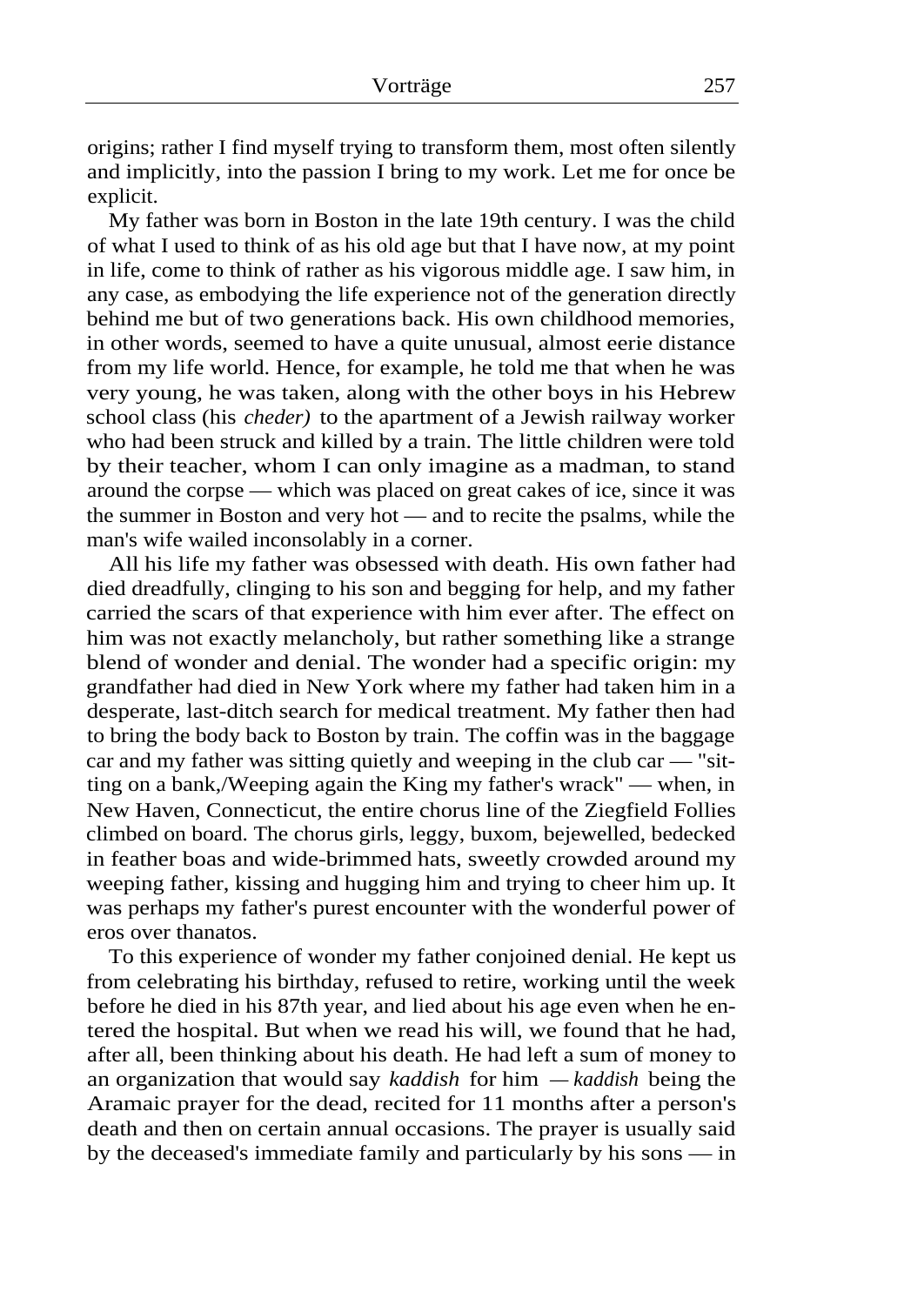origins; rather I find myself trying to transform them, most often silently and implicitly, into the passion I bring to my work. Let me for once be explicit.

My father was born in Boston in the late 19th century. I was the child of what I used to think of as his old age but that I have now, at my point in life, come to think of rather as his vigorous middle age. I saw him, in any case, as embodying the life experience not of the generation directly behind me but of two generations back. His own childhood memories, in other words, seemed to have a quite unusual, almost eerie distance from my life world. Hence, for example, he told me that when he was very young, he was taken, along with the other boys in his Hebrew school class (his *cheder)* to the apartment of a Jewish railway worker who had been struck and killed by a train. The little children were told by their teacher, whom I can only imagine as a madman, to stand around the corpse — which was placed on great cakes of ice, since it was the summer in Boston and very hot — and to recite the psalms, while the man's wife wailed inconsolably in a corner.

All his life my father was obsessed with death. His own father had died dreadfully, clinging to his son and begging for help, and my father carried the scars of that experience with him ever after. The effect on him was not exactly melancholy, but rather something like a strange blend of wonder and denial. The wonder had a specific origin: my grandfather had died in New York where my father had taken him in a desperate, last-ditch search for medical treatment. My father then had to bring the body back to Boston by train. The coffin was in the baggage car and my father was sitting quietly and weeping in the club car — "sitting on a bank,/Weeping again the King my father's wrack" — when, in New Haven, Connecticut, the entire chorus line of the Ziegfield Follies climbed on board. The chorus girls, leggy, buxom, bejewelled, bedecked in feather boas and wide-brimmed hats, sweetly crowded around my weeping father, kissing and hugging him and trying to cheer him up. It was perhaps my father's purest encounter with the wonderful power of eros over thanatos.

To this experience of wonder my father conjoined denial. He kept us from celebrating his birthday, refused to retire, working until the week before he died in his 87th year, and lied about his age even when he entered the hospital. But when we read his will, we found that he had, after all, been thinking about his death. He had left a sum of money to an organization that would say *kaddish* for him — *kaddish* being the Aramaic prayer for the dead, recited for 11 months after a person's death and then on certain annual occasions. The prayer is usually said by the deceased's immediate family and particularly by his sons — in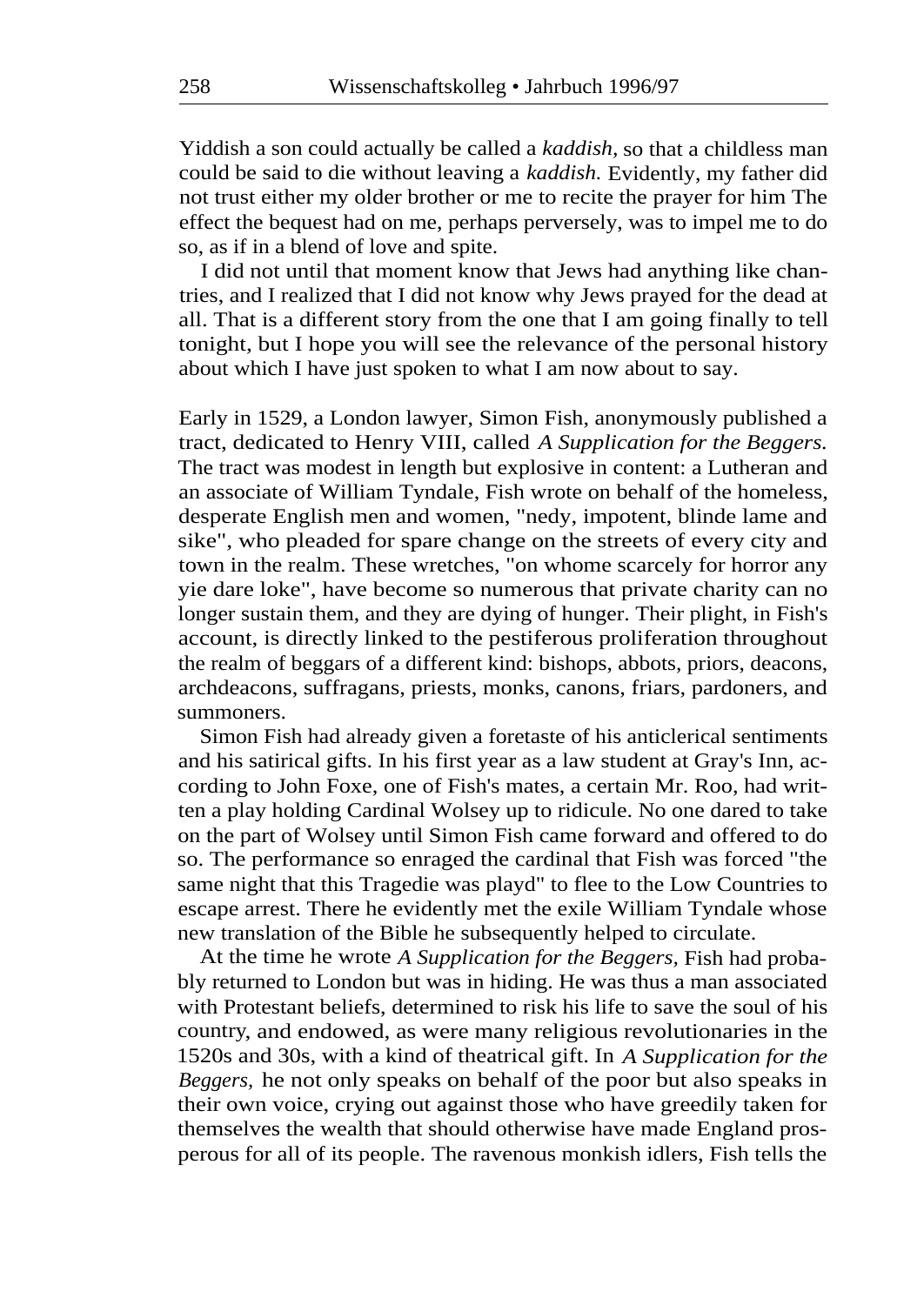Yiddish a son could actually be called a *kaddish*, so that a childless man could be said to die without leaving a *kaddish.* Evidently, my father did not trust either my older brother or me to recite the prayer for him The effect the bequest had on me, perhaps perversely, was to impel me to do so, as if in a blend of love and spite.

I did not until that moment know that Jews had anything like chantries, and I realized that I did not know why Jews prayed for the dead at all. That is a different story from the one that I am going finally to tell tonight, but I hope you will see the relevance of the personal history about which I have just spoken to what I am now about to say.

Early in 1529, a London lawyer, Simon Fish, anonymously published a tract, dedicated to Henry VIII, called *A Supplication for the Beggers.* The tract was modest in length but explosive in content: a Lutheran and an associate of William Tyndale, Fish wrote on behalf of the homeless, desperate English men and women, "nedy, impotent, blinde lame and sike", who pleaded for spare change on the streets of every city and town in the realm. These wretches, "on whome scarcely for horror any yie dare loke", have become so numerous that private charity can no longer sustain them, and they are dying of hunger. Their plight, in Fish's account, is directly linked to the pestiferous proliferation throughout the realm of beggars of a different kind: bishops, abbots, priors, deacons, archdeacons, suffragans, priests, monks, canons, friars, pardoners, and summoners.

Simon Fish had already given a foretaste of his anticlerical sentiments and his satirical gifts. In his first year as a law student at Gray's Inn, according to John Foxe, one of Fish's mates, a certain Mr. Roo, had written a play holding Cardinal Wolsey up to ridicule. No one dared to take on the part of Wolsey until Simon Fish came forward and offered to do so. The performance so enraged the cardinal that Fish was forced "the same night that this Tragedie was playd" to flee to the Low Countries to escape arrest. There he evidently met the exile William Tyndale whose new translation of the Bible he subsequently helped to circulate.

At the time he wrote *A Supplication for the Beggers,* Fish had probably returned to London but was in hiding. He was thus a man associated with Protestant beliefs, determined to risk his life to save the soul of his country, and endowed, as were many religious revolutionaries in the 1520s and 30s, with a kind of theatrical gift. In *A Supplication for the Beggers,* he not only speaks on behalf of the poor but also speaks in their own voice, crying out against those who have greedily taken for themselves the wealth that should otherwise have made England prosperous for all of its people. The ravenous monkish idlers, Fish tells the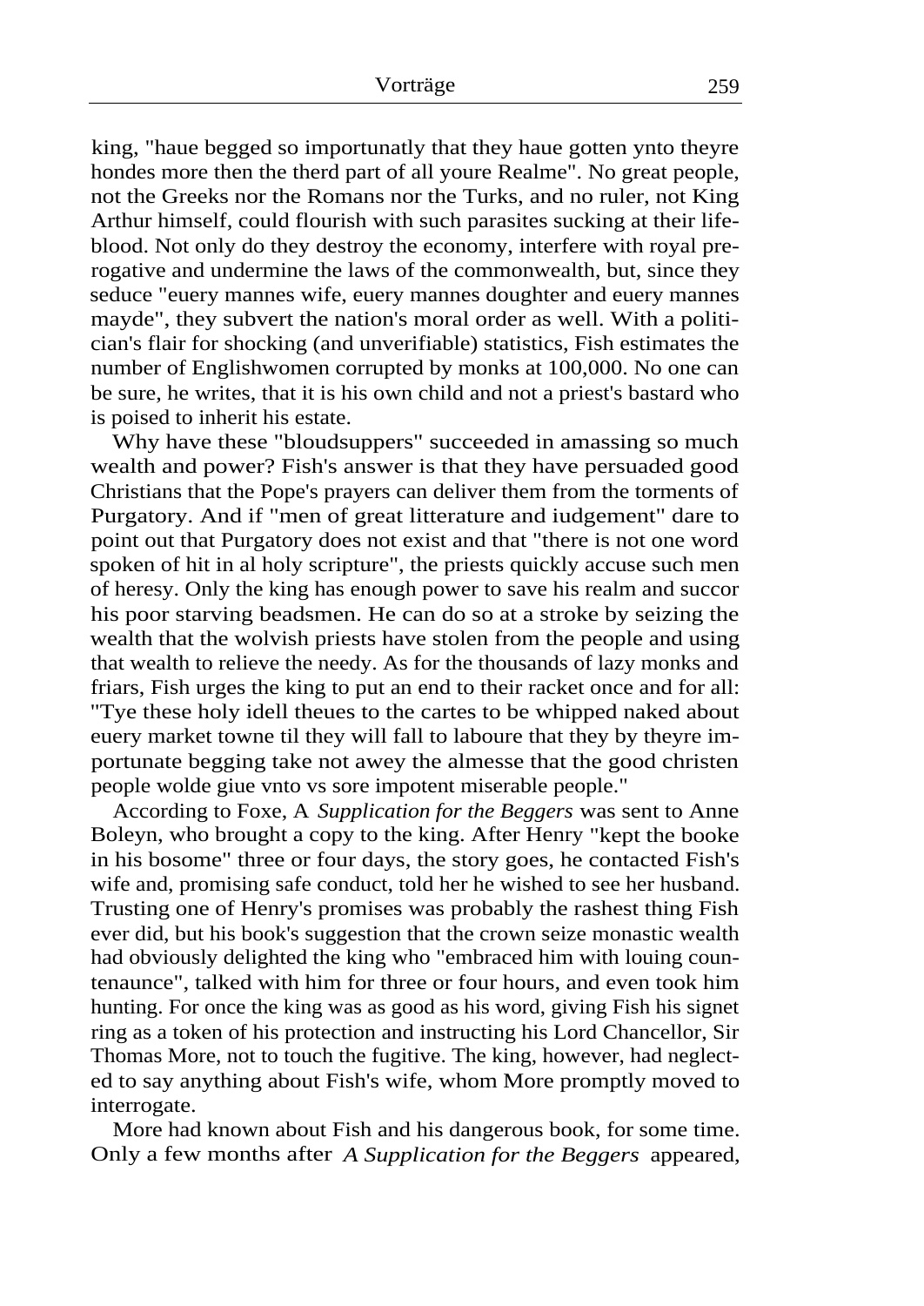king, "haue begged so importunatly that they haue gotten ynto theyre hondes more then the therd part of all youre Realme". No great people, not the Greeks nor the Romans nor the Turks, and no ruler, not King Arthur himself, could flourish with such parasites sucking at their life-blood. Not only do they destroy the economy, interfere with royal prerogative and undermine the laws of the commonwealth, but, since they seduce "euery mannes wife, euery mannes doughter and euery mannes mayde", they subvert the nation's moral order as well. With a politician's flair for shocking (and unverifiable) statistics, Fish estimates the number of Englishwomen corrupted by monks at 100,000. No one can be sure, he writes, that it is his own child and not a priest's bastard who is poised to inherit his estate.

Why have these "bloudsuppers" succeeded in amassing so much wealth and power? Fish's answer is that they have persuaded good Christians that the Pope's prayers can deliver them from the torments of Purgatory. And if "men of great litterature and iudgement" dare to point out that Purgatory does not exist and that "there is not one word spoken of hit in al holy scripture", the priests quickly accuse such men of heresy. Only the king has enough power to save his realm and succor his poor starving beadsmen. He can do so at a stroke by seizing the wealth that the wolvish priests have stolen from the people and using that wealth to relieve the needy. As for the thousands of lazy monks and friars, Fish urges the king to put an end to their racket once and for all: "Tye these holy idell theues to the cartes to be whipped naked about euery market towne til they will fall to laboure that they by theyre importunate begging take not awey the almesse that the good christen people wolde giue vnto vs sore impotent miserable people."

According to Foxe, A *Supplication for the Beggers* was sent to Anne Boleyn, who brought a copy to the king. After Henry "kept the booke in his bosome" three or four days, the story goes, he contacted Fish's wife and, promising safe conduct, told her he wished to see her husband. Trusting one of Henry's promises was probably the rashest thing Fish ever did, but his book's suggestion that the crown seize monastic wealth had obviously delighted the king who "embraced him with louing countenaunce", talked with him for three or four hours, and even took him hunting. For once the king was as good as his word, giving Fish his signet ring as a token of his protection and instructing his Lord Chancellor, Sir Thomas More, not to touch the fugitive. The king, however, had neglected to say anything about Fish's wife, whom More promptly moved to interrogate.

More had known about Fish and his dangerous book, for some time. Only a few months after *A Supplication for the Beggers* appeared,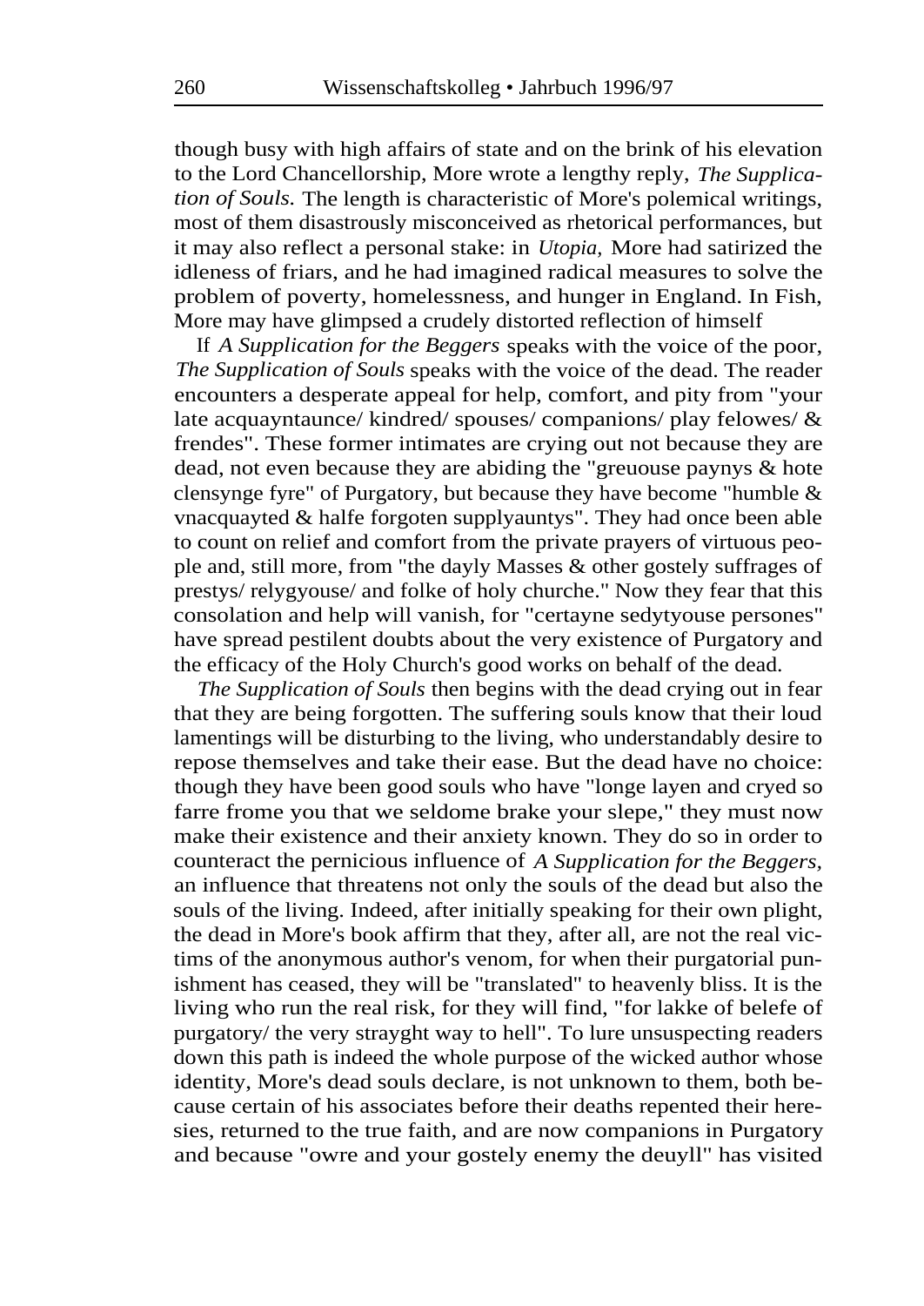though busy with high affairs of state and on the brink of his elevation to the Lord Chancellorship, More wrote a lengthy reply, *The Supplication of Souls.* The length is characteristic of More's polemical writings, most of them disastrously misconceived as rhetorical performances, but it may also reflect a personal stake: in *Utopia,* More had satirized the idleness of friars, and he had imagined radical measures to solve the problem of poverty, homelessness, and hunger in England. In Fish, More may have glimpsed a crudely distorted reflection of himself

If *A Supplication for the Beggers* speaks with the voice of the poor, *The Supplication of Souls* speaks with the voice of the dead. The reader encounters a desperate appeal for help, comfort, and pity from "your late acquayntaunce/ kindred/ spouses/ companions/ play felowes/ & frendes". These former intimates are crying out not because they are dead, not even because they are abiding the "greuouse paynys & hote clensynge fyre" of Purgatory, but because they have become "humble & vnacquayted & halfe forgoten supplyauntys". They had once been able to count on relief and comfort from the private prayers of virtuous people and, still more, from "the dayly Masses & other gostely suffrages of prestys/ relygyouse/ and folke of holy churche." Now they fear that this consolation and help will vanish, for "certayne sedytyouse persones" have spread pestilent doubts about the very existence of Purgatory and the efficacy of the Holy Church's good works on behalf of the dead.

*The Supplication of Souls* then begins with the dead crying out in fear that they are being forgotten. The suffering souls know that their loud lamentings will be disturbing to the living, who understandably desire to repose themselves and take their ease. But the dead have no choice: though they have been good souls who have "longe layen and cryed so farre frome you that we seldome brake your slepe," they must now make their existence and their anxiety known. They do so in order to counteract the pernicious influence of *A Supplication for the Beggers,* an influence that threatens not only the souls of the dead but also the souls of the living. Indeed, after initially speaking for their own plight, the dead in More's book affirm that they, after all, are not the real victims of the anonymous author's venom, for when their purgatorial punishment has ceased, they will be "translated" to heavenly bliss. It is the living who run the real risk, for they will find, "for lakke of belefe of purgatory/ the very strayght way to hell". To lure unsuspecting readers down this path is indeed the whole purpose of the wicked author whose identity, More's dead souls declare, is not unknown to them, both because certain of his associates before their deaths repented their heresies, returned to the true faith, and are now companions in Purgatory and because "owre and your gostely enemy the deuyll" has visited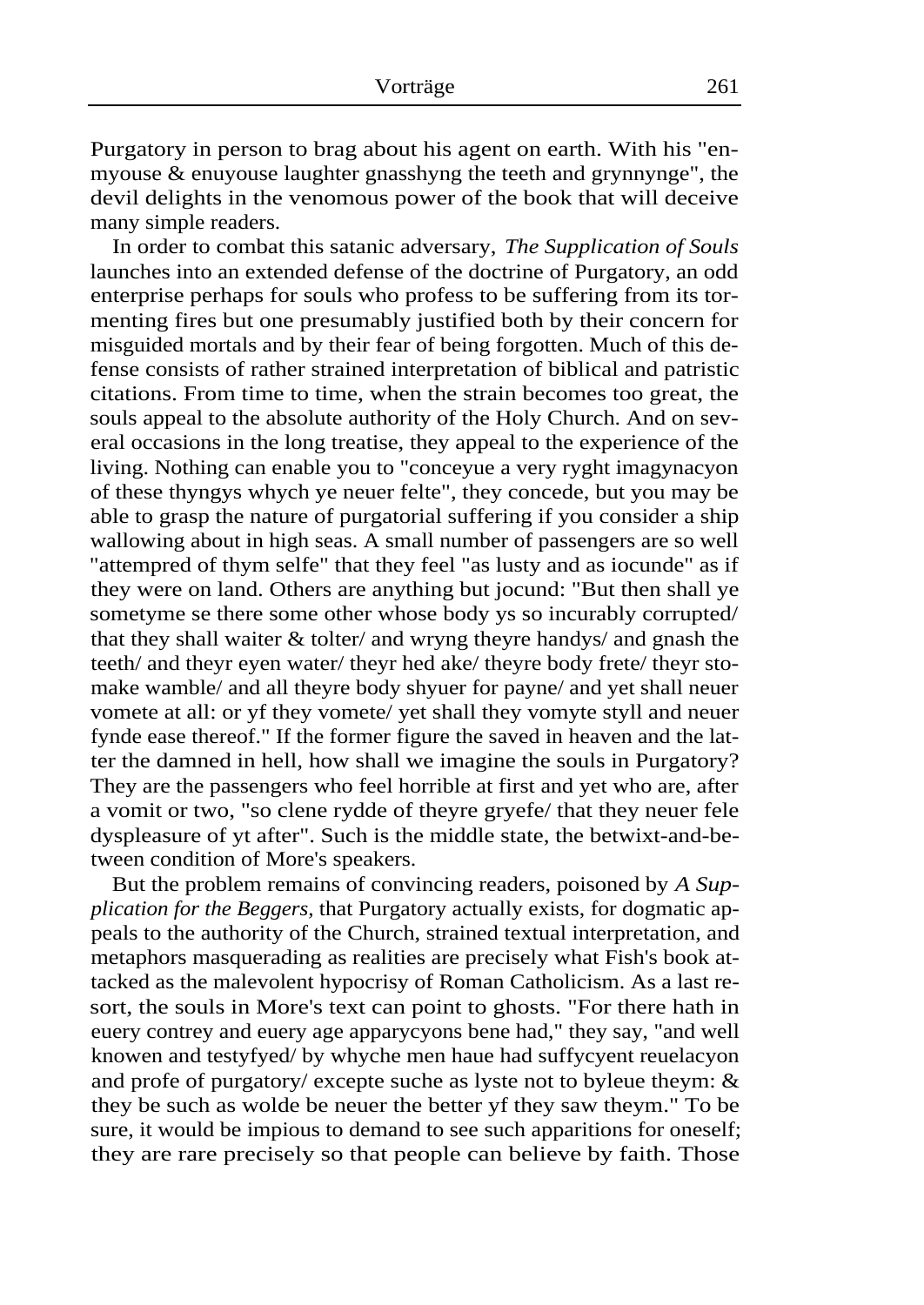Purgatory in person to brag about his agent on earth. With his "enmyouse & enuyouse laughter gnasshyng the teeth and grynnynge", the devil delights in the venomous power of the book that will deceive many simple readers.

In order to combat this satanic adversary, *The Supplication of Souls* launches into an extended defense of the doctrine of Purgatory, an odd enterprise perhaps for souls who profess to be suffering from its tormenting fires but one presumably justified both by their concern for misguided mortals and by their fear of being forgotten. Much of this defense consists of rather strained interpretation of biblical and patristic citations. From time to time, when the strain becomes too great, the souls appeal to the absolute authority of the Holy Church. And on several occasions in the long treatise, they appeal to the experience of the living. Nothing can enable you to "conceyue a very ryght imagynacyon of these thyngys whych ye neuer felte", they concede, but you may be able to grasp the nature of purgatorial suffering if you consider a ship wallowing about in high seas. A small number of passengers are so well "attempred of thym selfe" that they feel "as lusty and as iocunde" as if they were on land. Others are anything but jocund: "But then shall ye sometyme se there some other whose body ys so incurably corrupted/ that they shall waiter & tolter/ and wryng theyre handys/ and gnash the teeth/ and theyr eyen water/ theyr hed ake/ theyre body frete/ theyr stomake wamble/ and all theyre body shyuer for payne/ and yet shall neuer vomete at all: or yf they vomete/ yet shall they vomyte styll and neuer fynde ease thereof." If the former figure the saved in heaven and the latter the damned in hell, how shall we imagine the souls in Purgatory? They are the passengers who feel horrible at first and yet who are, after a vomit or two, "so clene rydde of theyre gryefe/ that they neuer fele dyspleasure of yt after". Such is the middle state, the betwixt-and-between condition of More's speakers.

But the problem remains of convincing readers, poisoned by *A Supplication for the Beggers*, that Purgatory actually exists, for dogmatic appeals to the authority of the Church, strained textual interpretation, and metaphors masquerading as realities are precisely what Fish's book attacked as the malevolent hypocrisy of Roman Catholicism. As a last resort, the souls in More's text can point to ghosts. "For there hath in euery contrey and euery age apparycyons bene had," they say, "and well knowen and testyfyed/ by whyche men haue had suffycyent reuelacyon and profe of purgatory/ excepte suche as lyste not to byleue theym: & they be such as wolde be neuer the better yf they saw theym." To be sure, it would be impious to demand to see such apparitions for oneself; they are rare precisely so that people can believe by faith. Those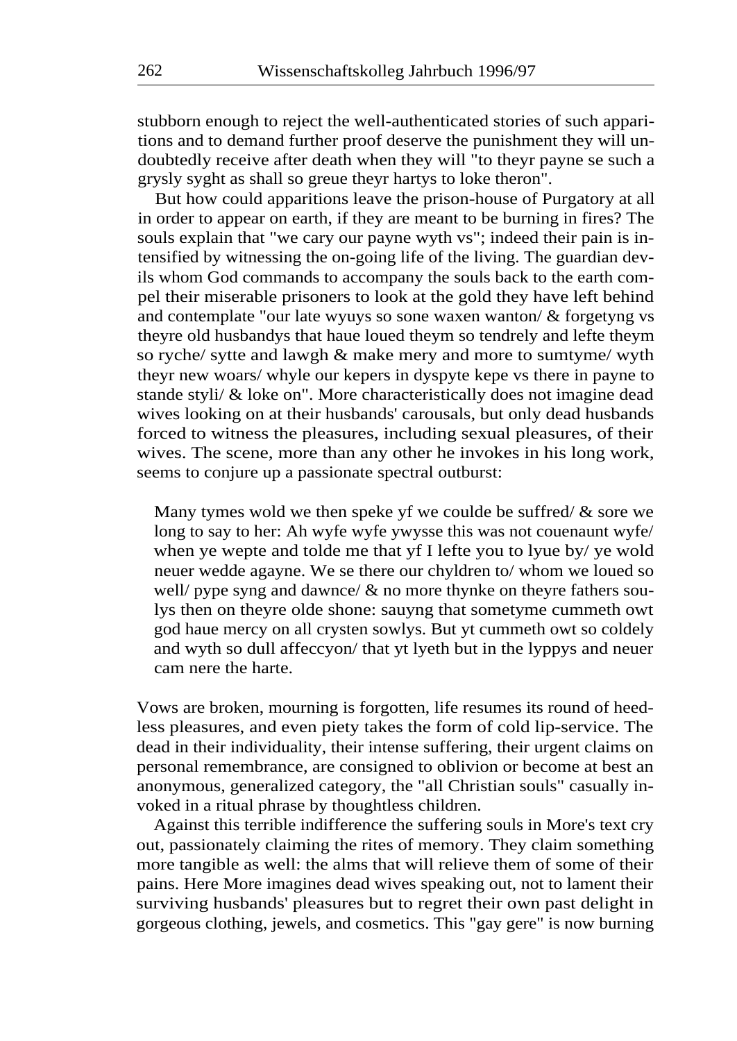stubborn enough to reject the well-authenticated stories of such apparitions and to demand further proof deserve the punishment they will undoubtedly receive after death when they will "to theyr payne se such a grysly syght as shall so greue theyr hartys to loke theron".

But how could apparitions leave the prison-house of Purgatory at all in order to appear on earth, if they are meant to be burning in fires? The souls explain that "we cary our payne wyth vs"; indeed their pain is intensified by witnessing the on-going life of the living. The guardian devils whom God commands to accompany the souls back to the earth compel their miserable prisoners to look at the gold they have left behind and contemplate "our late wyuys so sone waxen wanton/ & forgetyng vs theyre old husbandys that haue loued theym so tendrely and lefte theym so ryche/ sytte and lawgh & make mery and more to sumtyme/ wyth theyr new woars/ whyle our kepers in dyspyte kepe vs there in payne to stande styli/ & loke on". More characteristically does not imagine dead wives looking on at their husbands' carousals, but only dead husbands forced to witness the pleasures, including sexual pleasures, of their wives. The scene, more than any other he invokes in his long work, seems to conjure up a passionate spectral outburst:

> Many tymes wold we then speke yf we coulde be suffred/ & sore we long to say to her: Ah wyfe wyfe ywysse this was not couenaunt wyfe/ when ye wepte and tolde me that yf I lefte you to lyue by/ ye wold neuer wedde agayne. We se there our chyldren to/ whom we loued so well/ pype syng and dawnce/ & no more thynke on theyre fathers soulys then on theyre olde shone: sauyng that sometyme cummeth owt god haue mercy on all crysten sowlys. But yt cummeth owt so coldely and wyth so dull affeccyon/ that yt lyeth but in the lyppys and neuer cam nere the harte.

Vows are broken, mourning is forgotten, life resumes its round of heedless pleasures, and even piety takes the form of cold lip-service. The dead in their individuality, their intense suffering, their urgent claims on personal remembrance, are consigned to oblivion or become at best an anonymous, generalized category, the "all Christian souls" casually invoked in a ritual phrase by thoughtless children.

Against this terrible indifference the suffering souls in More's text cry out, passionately claiming the rites of memory. They claim something more tangible as well: the alms that will relieve them of some of their pains. Here More imagines dead wives speaking out, not to lament their surviving husbands' pleasures but to regret their own past delight in gorgeous clothing, jewels, and cosmetics. This "gay gere" is now burning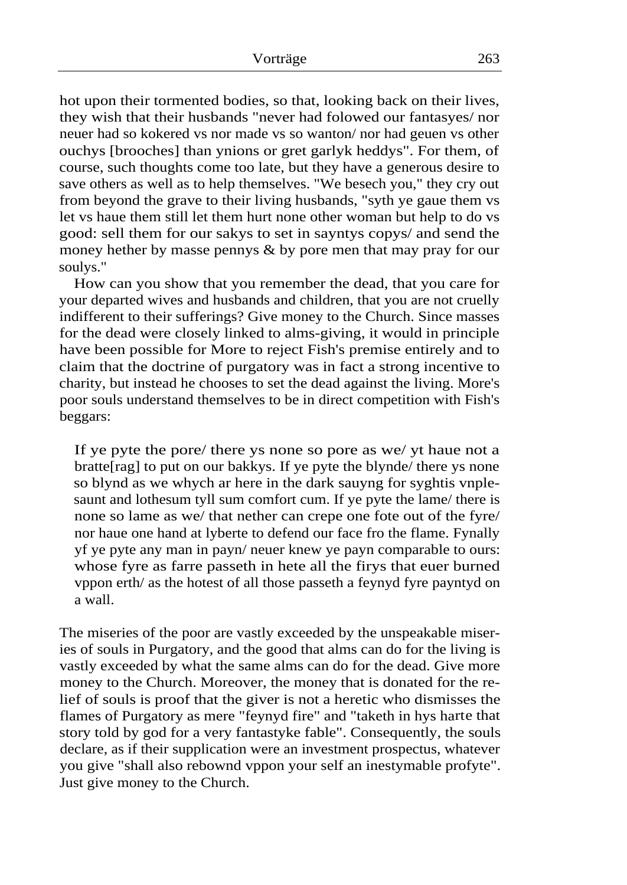hot upon their tormented bodies, so that, looking back on their lives, they wish that their husbands "never had folowed our fantasyes/ nor neuer had so kokered vs nor made vs so wanton/ nor had geuen vs other ouchys [brooches] than ynions or gret garlyk heddys". For them, of course, such thoughts come too late, but they have a generous desire to save others as well as to help themselves. "We besech you," they cry out from beyond the grave to their living husbands, "syth ye gaue them vs let vs haue them still let them hurt none other woman but help to do vs good: sell them for our sakys to set in sayntys copys/ and send the money hether by masse pennys & by pore men that may pray for our soulys."

How can you show that you remember the dead, that you care for your departed wives and husbands and children, that you are not cruelly indifferent to their sufferings? Give money to the Church. Since masses for the dead were closely linked to alms-giving, it would in principle have been possible for More to reject Fish's premise entirely and to claim that the doctrine of purgatory was in fact a strong incentive to charity, but instead he chooses to set the dead against the living. More's poor souls understand themselves to be in direct competition with Fish's beggars:

> If ye pyte the pore/ there ys none so pore as we/ yt haue not a bratte[rag] to put on our bakkys. If ye pyte the blynde/ there ys none so blynd as we whych ar here in the dark sauyng for syghtis vnplesaunt and lothesum tyll sum comfort cum. If ye pyte the lame/ there is none so lame as we/ that nether can crepe one fote out of the fyre/ nor haue one hand at lyberte to defend our face fro the flame. Fynally yf ye pyte any man in payn/ neuer knew ye payn comparable to ours: whose fyre as farre passeth in hete all the firys that euer burned vppon erth/ as the hotest of all those passeth a feynyd fyre payntyd on a wall.

The miseries of the poor are vastly exceeded by the unspeakable miseries of souls in Purgatory, and the good that alms can do for the living is vastly exceeded by what the same alms can do for the dead. Give more money to the Church. Moreover, the money that is donated for the relief of souls is proof that the giver is not a heretic who dismisses the flames of Purgatory as mere "feynyd fire" and "taketh in hys harte that story told by god for a very fantastyke fable". Consequently, the souls declare, as if their supplication were an investment prospectus, whatever you give "shall also rebownd vppon your self an inestymable profyte". Just give money to the Church.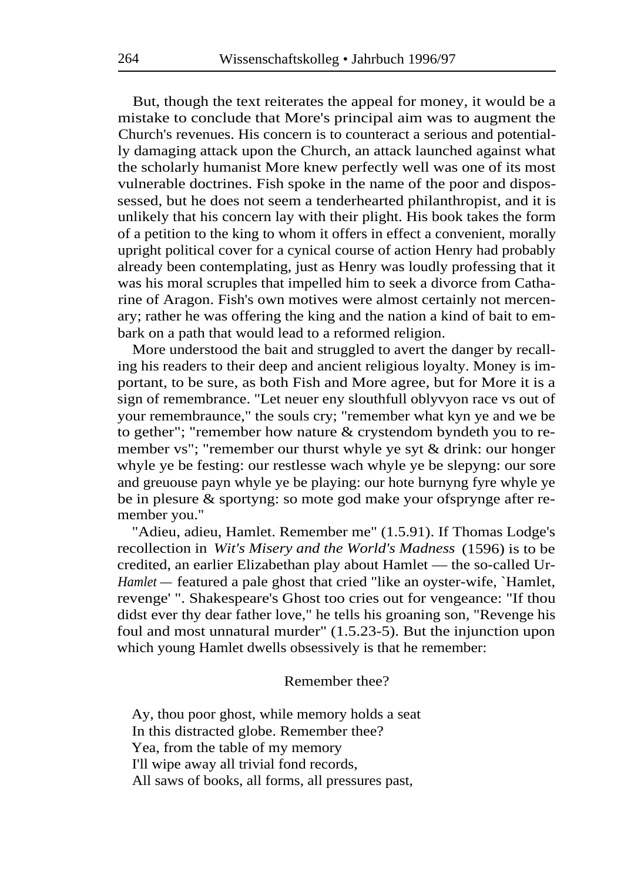But, though the text reiterates the appeal for money, it would be a mistake to conclude that More's principal aim was to augment the Church's revenues. His concern is to counteract a serious and potentially damaging attack upon the Church, an attack launched against what the scholarly humanist More knew perfectly well was one of its most vulnerable doctrines. Fish spoke in the name of the poor and dispossessed, but he does not seem a tenderhearted philanthropist, and it is unlikely that his concern lay with their plight. His book takes the form of a petition to the king to whom it offers in effect a convenient, morally upright political cover for a cynical course of action Henry had probably already been contemplating, just as Henry was loudly professing that it was his moral scruples that impelled him to seek a divorce from Catharine of Aragon. Fish's own motives were almost certainly not mercenary; rather he was offering the king and the nation a kind of bait to embark on a path that would lead to a reformed religion.

More understood the bait and struggled to avert the danger by recalling his readers to their deep and ancient religious loyalty. Money is important, to be sure, as both Fish and More agree, but for More it is a sign of remembrance. "Let neuer eny slouthfull oblyvyon race vs out of your remembraunce," the souls cry; "remember what kyn ye and we be to gether"; "remember how nature & crystendom byndeth you to remember vs"; "remember our thurst whyle ye syt & drink: our honger whyle ye be festing: our restlesse wach whyle ye be slepyng: our sore and greuouse payn whyle ye be playing: our hote burnyng fyre whyle ye be in plesure & sportyng: so mote god make your ofsprynge after remember you."

"Adieu, adieu, Hamlet. Remember me" (1.5.91). If Thomas Lodge's recollection in *Wit's Misery and the World's Madness* (1596) is to be credited, an earlier Elizabethan play about Hamlet — the so-called Ur-*Hamlet* — featured a pale ghost that cried "like an oyster-wife, `Hamlet, revenge' ". Shakespeare's Ghost too cries out for vengeance: "If thou didst ever thy dear father love," he tells his groaning son, "Revenge his foul and most unnatural murder" (1.5.23-5). But the injunction upon which young Hamlet dwells obsessively is that he remember:

Remember thee?

Ay, thou poor ghost, while memory holds a seat  
In this distracted globe. Remember thee?  
Yea, from the table of my memory  
I'll wipe away all trivial fond records,  
All saws of books, all forms, all pressures past,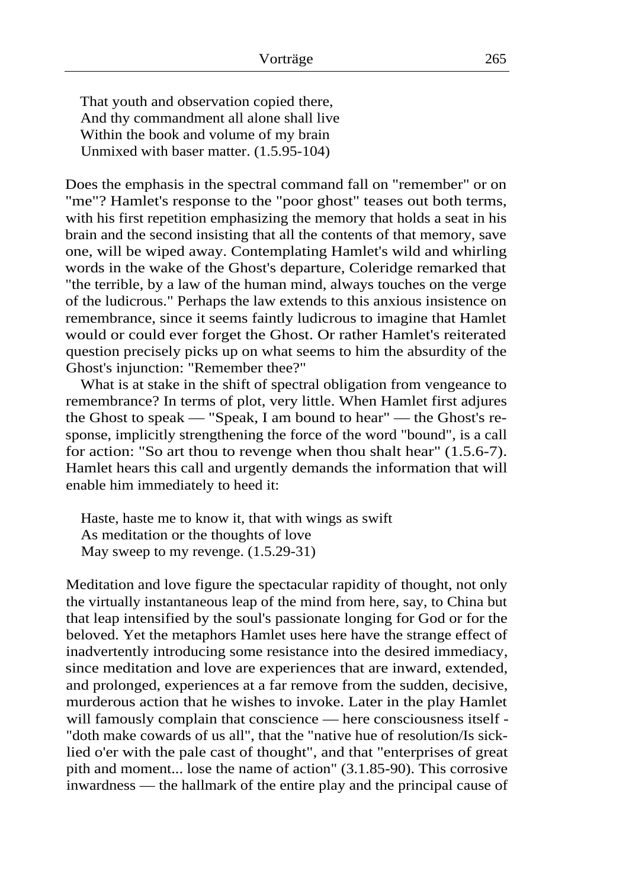> That youth and observation copied there,  
> And thy commandment all alone shall live  
> Within the book and volume of my brain  
> Unmixed with baser matter. (1.5.95-104)

Does the emphasis in the spectral command fall on "remember" or on "me"? Hamlet's response to the "poor ghost" teases out both terms, with his first repetition emphasizing the memory that holds a seat in his brain and the second insisting that all the contents of that memory, save one, will be wiped away. Contemplating Hamlet's wild and whirling words in the wake of the Ghost's departure, Coleridge remarked that "the terrible, by a law of the human mind, always touches on the verge of the ludicrous." Perhaps the law extends to this anxious insistence on remembrance, since it seems faintly ludicrous to imagine that Hamlet would or could ever forget the Ghost. Or rather Hamlet's reiterated question precisely picks up on what seems to him the absurdity of the Ghost's injunction: "Remember thee?"

What is at stake in the shift of spectral obligation from vengeance to remembrance? In terms of plot, very little. When Hamlet first adjures the Ghost to speak — "Speak, I am bound to hear" — the Ghost's response, implicitly strengthening the force of the word "bound", is a call for action: "So art thou to revenge when thou shalt hear" (1.5.6-7). Hamlet hears this call and urgently demands the information that will enable him immediately to heed it:

> Haste, haste me to know it, that with wings as swift  
> As meditation or the thoughts of love  
> May sweep to my revenge. (1.5.29-31)

Meditation and love figure the spectacular rapidity of thought, not only the virtually instantaneous leap of the mind from here, say, to China but that leap intensified by the soul's passionate longing for God or for the beloved. Yet the metaphors Hamlet uses here have the strange effect of inadvertently introducing some resistance into the desired immediacy, since meditation and love are experiences that are inward, extended, and prolonged, experiences at a far remove from the sudden, decisive, murderous action that he wishes to invoke. Later in the play Hamlet will famously complain that conscience — here consciousness itself - "doth make cowards of us all", that the "native hue of resolution/Is sicklied o'er with the pale cast of thought", and that "enterprises of great pith and moment... lose the name of action" (3.1.85-90). This corrosive inwardness — the hallmark of the entire play and the principal cause of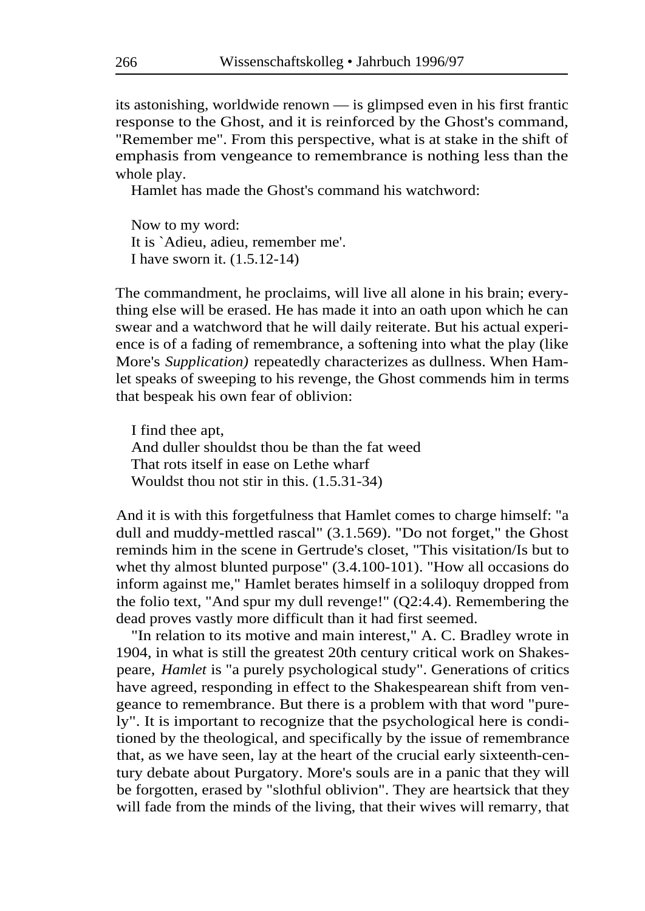its astonishing, worldwide renown — is glimpsed even in his first frantic response to the Ghost, and it is reinforced by the Ghost's command, "Remember me". From this perspective, what is at stake in the shift of emphasis from vengeance to remembrance is nothing less than the whole play.

Hamlet has made the Ghost's command his watchword:

> Now to my word:  
> It is `Adieu, adieu, remember me'.  
> I have sworn it. (1.5.12-14)

The commandment, he proclaims, will live all alone in his brain; everything else will be erased. He has made it into an oath upon which he can swear and a watchword that he will daily reiterate. But his actual experience is of a fading of remembrance, a softening into what the play (like More's *Supplication)* repeatedly characterizes as dullness. When Hamlet speaks of sweeping to his revenge, the Ghost commends him in terms that bespeak his own fear of oblivion:

> I find thee apt,  
> And duller shouldst thou be than the fat weed  
> That rots itself in ease on Lethe wharf  
> Wouldst thou not stir in this. (1.5.31-34)

And it is with this forgetfulness that Hamlet comes to charge himself: "a dull and muddy-mettled rascal" (3.1.569). "Do not forget," the Ghost reminds him in the scene in Gertrude's closet, "This visitation/Is but to whet thy almost blunted purpose" (3.4.100-101). "How all occasions do inform against me," Hamlet berates himself in a soliloquy dropped from the folio text, "And spur my dull revenge!" (Q2:4.4). Remembering the dead proves vastly more difficult than it had first seemed.

"In relation to its motive and main interest," A. C. Bradley wrote in 1904, in what is still the greatest 20th century critical work on Shakespeare, *Hamlet* is "a purely psychological study". Generations of critics have agreed, responding in effect to the Shakespearean shift from vengeance to remembrance. But there is a problem with that word "purely". It is important to recognize that the psychological here is conditioned by the theological, and specifically by the issue of remembrance that, as we have seen, lay at the heart of the crucial early sixteenth-century debate about Purgatory. More's souls are in a panic that they will be forgotten, erased by "slothful oblivion". They are heartsick that they will fade from the minds of the living, that their wives will remarry, that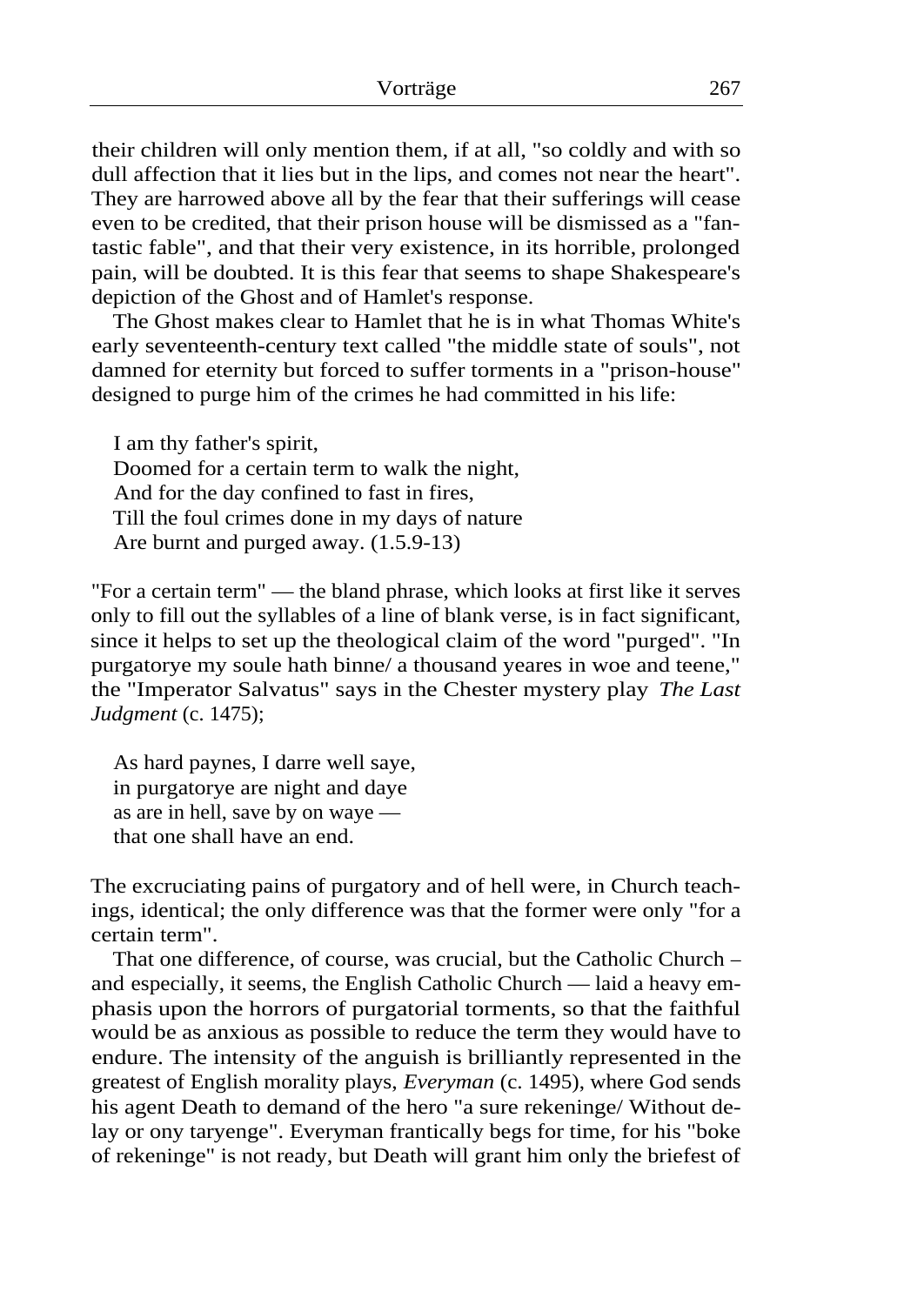their children will only mention them, if at all, "so coldly and with so dull affection that it lies but in the lips, and comes not near the heart". They are harrowed above all by the fear that their sufferings will cease even to be credited, that their prison house will be dismissed as a "fantastic fable", and that their very existence, in its horrible, prolonged pain, will be doubted. It is this fear that seems to shape Shakespeare's depiction of the Ghost and of Hamlet's response.

The Ghost makes clear to Hamlet that he is in what Thomas White's early seventeenth-century text called "the middle state of souls", not damned for eternity but forced to suffer torments in a "prison-house" designed to purge him of the crimes he had committed in his life:

> I am thy father's spirit,
> Doomed for a certain term to walk the night,
> And for the day confined to fast in fires,
> Till the foul crimes done in my days of nature
> Are burnt and purged away. (1.5.9-13)

"For a certain term" — the bland phrase, which looks at first like it serves only to fill out the syllables of a line of blank verse, is in fact significant, since it helps to set up the theological claim of the word "purged". "In purgatorye my soule hath binne/ a thousand yeares in woe and teene," the "Imperator Salvatus" says in the Chester mystery play *The Last Judgment* (c. 1475);

> As hard paynes, I darre well saye,
> in purgatorye are night and daye
> as are in hell, save by on waye —
> that one shall have an end.

The excruciating pains of purgatory and of hell were, in Church teachings, identical; the only difference was that the former were only "for a certain term".

That one difference, of course, was crucial, but the Catholic Church – and especially, it seems, the English Catholic Church — laid a heavy emphasis upon the horrors of purgatorial torments, so that the faithful would be as anxious as possible to reduce the term they would have to endure. The intensity of the anguish is brilliantly represented in the greatest of English morality plays, *Everyman* (c. 1495), where God sends his agent Death to demand of the hero "a sure rekeninge/ Without delay or ony taryenge". Everyman frantically begs for time, for his "boke of rekeninge" is not ready, but Death will grant him only the briefest of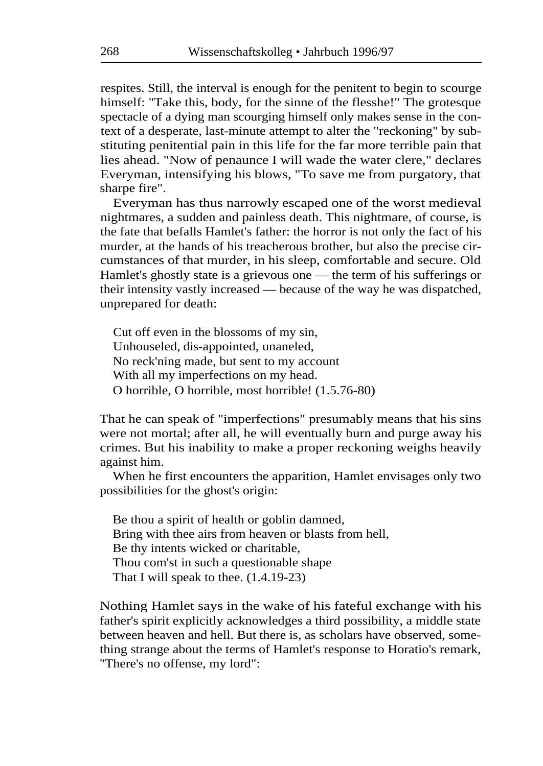respites. Still, the interval is enough for the penitent to begin to scourge himself: "Take this, body, for the sinne of the flesshe!" The grotesque spectacle of a dying man scourging himself only makes sense in the context of a desperate, last-minute attempt to alter the "reckoning" by substituting penitential pain in this life for the far more terrible pain that lies ahead. "Now of penaunce I will wade the water clere," declares Everyman, intensifying his blows, "To save me from purgatory, that sharpe fire".

Everyman has thus narrowly escaped one of the worst medieval nightmares, a sudden and painless death. This nightmare, of course, is the fate that befalls Hamlet's father: the horror is not only the fact of his murder, at the hands of his treacherous brother, but also the precise circumstances of that murder, in his sleep, comfortable and secure. Old Hamlet's ghostly state is a grievous one — the term of his sufferings or their intensity vastly increased — because of the way he was dispatched, unprepared for death:

> Cut off even in the blossoms of my sin,
> Unhouseled, dis-appointed, unaneled,
> No reck'ning made, but sent to my account
> With all my imperfections on my head.
> O horrible, O horrible, most horrible! (1.5.76-80)

That he can speak of "imperfections" presumably means that his sins were not mortal; after all, he will eventually burn and purge away his crimes. But his inability to make a proper reckoning weighs heavily against him.

When he first encounters the apparition, Hamlet envisages only two possibilities for the ghost's origin:

> Be thou a spirit of health or goblin damned,
> Bring with thee airs from heaven or blasts from hell,
> Be thy intents wicked or charitable,
> Thou com'st in such a questionable shape
> That I will speak to thee. (1.4.19-23)

Nothing Hamlet says in the wake of his fateful exchange with his father's spirit explicitly acknowledges a third possibility, a middle state between heaven and hell. But there is, as scholars have observed, something strange about the terms of Hamlet's response to Horatio's remark, "There's no offense, my lord":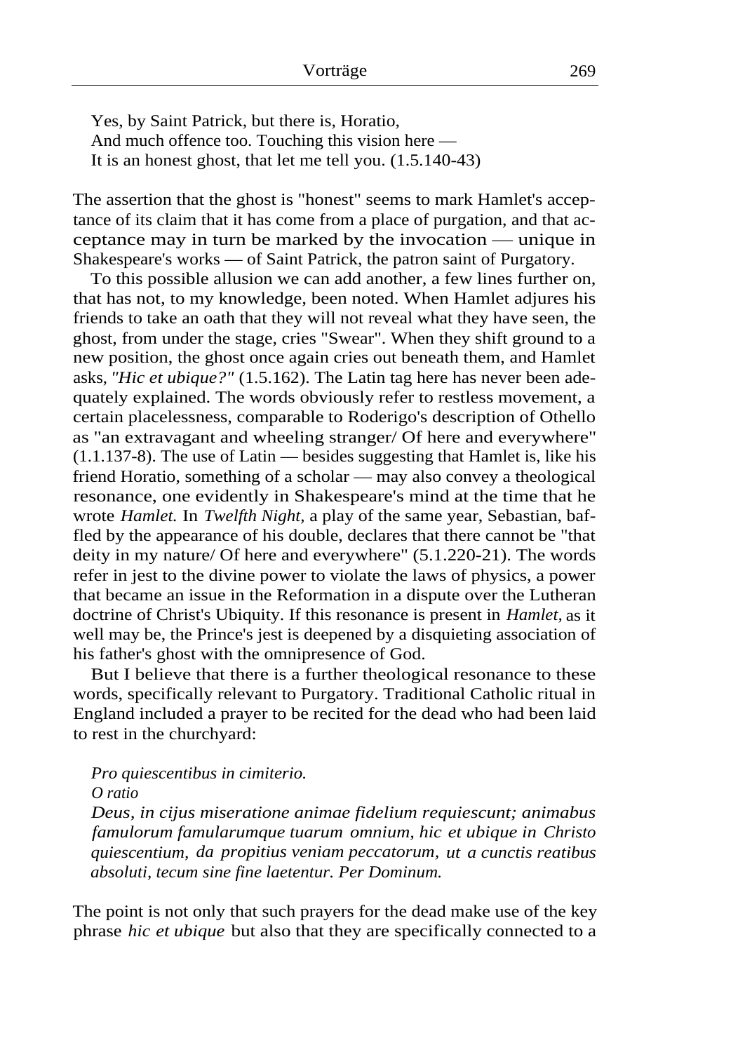> Yes, by Saint Patrick, but there is, Horatio,
> And much offence too. Touching this vision here —
> It is an honest ghost, that let me tell you. (1.5.140-43)

The assertion that the ghost is "honest" seems to mark Hamlet's acceptance of its claim that it has come from a place of purgation, and that acceptance may in turn be marked by the invocation — unique in Shakespeare's works — of Saint Patrick, the patron saint of Purgatory.

To this possible allusion we can add another, a few lines further on, that has not, to my knowledge, been noted. When Hamlet adjures his friends to take an oath that they will not reveal what they have seen, the ghost, from under the stage, cries "Swear". When they shift ground to a new position, the ghost once again cries out beneath them, and Hamlet asks, *"Hic et ubique?"* (1.5.162). The Latin tag here has never been adequately explained. The words obviously refer to restless movement, a certain placelessness, comparable to Roderigo's description of Othello as "an extravagant and wheeling stranger/ Of here and everywhere" (1.1.137-8). The use of Latin — besides suggesting that Hamlet is, like his friend Horatio, something of a scholar — may also convey a theological resonance, one evidently in Shakespeare's mind at the time that he wrote *Hamlet.* In *Twelfth Night,* a play of the same year, Sebastian, baffled by the appearance of his double, declares that there cannot be "that deity in my nature/ Of here and everywhere" (5.1.220-21). The words refer in jest to the divine power to violate the laws of physics, a power that became an issue in the Reformation in a dispute over the Lutheran doctrine of Christ's Ubiquity. If this resonance is present in *Hamlet,* as it well may be, the Prince's jest is deepened by a disquieting association of his father's ghost with the omnipresence of God.

But I believe that there is a further theological resonance to these words, specifically relevant to Purgatory. Traditional Catholic ritual in England included a prayer to be recited for the dead who had been laid to rest in the churchyard:

> *Pro quiescentibus in cimiterio.*
> *O ratio*
> *Deus, in cijus miseratione animae fidelium requiescunt; animabus famulorum famularumque tuarum omnium, hic et ubique in Christo quiescentium, da propitius veniam peccatorum, ut a cunctis reatibus absoluti, tecum sine fine laetentur. Per Dominum.*

The point is not only that such prayers for the dead make use of the key phrase *hic et ubique* but also that they are specifically connected to a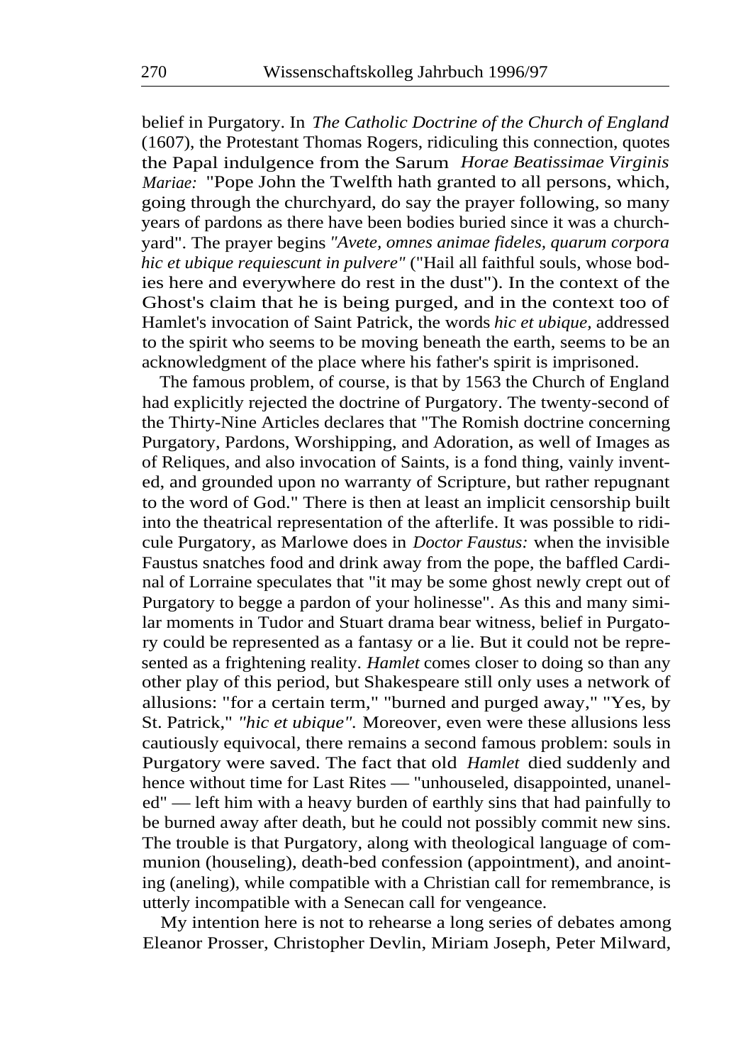belief in Purgatory. In *The Catholic Doctrine of the Church of England* (1607), the Protestant Thomas Rogers, ridiculing this connection, quotes the Papal indulgence from the Sarum *Horae Beatissimae Virginis Mariae:* "Pope John the Twelfth hath granted to all persons, which, going through the churchyard, do say the prayer following, so many years of pardons as there have been bodies buried since it was a churchyard". The prayer begins *"Avete, omnes animae fideles, quarum corpora hic et ubique requiescunt in pulvere"* ("Hail all faithful souls, whose bodies here and everywhere do rest in the dust"). In the context of the Ghost's claim that he is being purged, and in the context too of Hamlet's invocation of Saint Patrick, the words *hic et ubique,* addressed to the spirit who seems to be moving beneath the earth, seems to be an acknowledgment of the place where his father's spirit is imprisoned.

The famous problem, of course, is that by 1563 the Church of England had explicitly rejected the doctrine of Purgatory. The twenty-second of the Thirty-Nine Articles declares that "The Romish doctrine concerning Purgatory, Pardons, Worshipping, and Adoration, as well of Images as of Reliques, and also invocation of Saints, is a fond thing, vainly invented, and grounded upon no warranty of Scripture, but rather repugnant to the word of God." There is then at least an implicit censorship built into the theatrical representation of the afterlife. It was possible to ridicule Purgatory, as Marlowe does in *Doctor Faustus:* when the invisible Faustus snatches food and drink away from the pope, the baffled Cardinal of Lorraine speculates that "it may be some ghost newly crept out of Purgatory to begge a pardon of your holinesse". As this and many similar moments in Tudor and Stuart drama bear witness, belief in Purgatory could be represented as a fantasy or a lie. But it could not be represented as a frightening reality. *Hamlet* comes closer to doing so than any other play of this period, but Shakespeare still only uses a network of allusions: "for a certain term," "burned and purged away," "Yes, by St. Patrick," *"hic et ubique".* Moreover, even were these allusions less cautiously equivocal, there remains a second famous problem: souls in Purgatory were saved. The fact that old *Hamlet* died suddenly and hence without time for Last Rites — "unhouseled, disappointed, unaneled" — left him with a heavy burden of earthly sins that had painfully to be burned away after death, but he could not possibly commit new sins. The trouble is that Purgatory, along with theological language of communion (houseling), death-bed confession (appointment), and anointing (aneling), while compatible with a Christian call for remembrance, is utterly incompatible with a Senecan call for vengeance.

My intention here is not to rehearse a long series of debates among Eleanor Prosser, Christopher Devlin, Miriam Joseph, Peter Milward,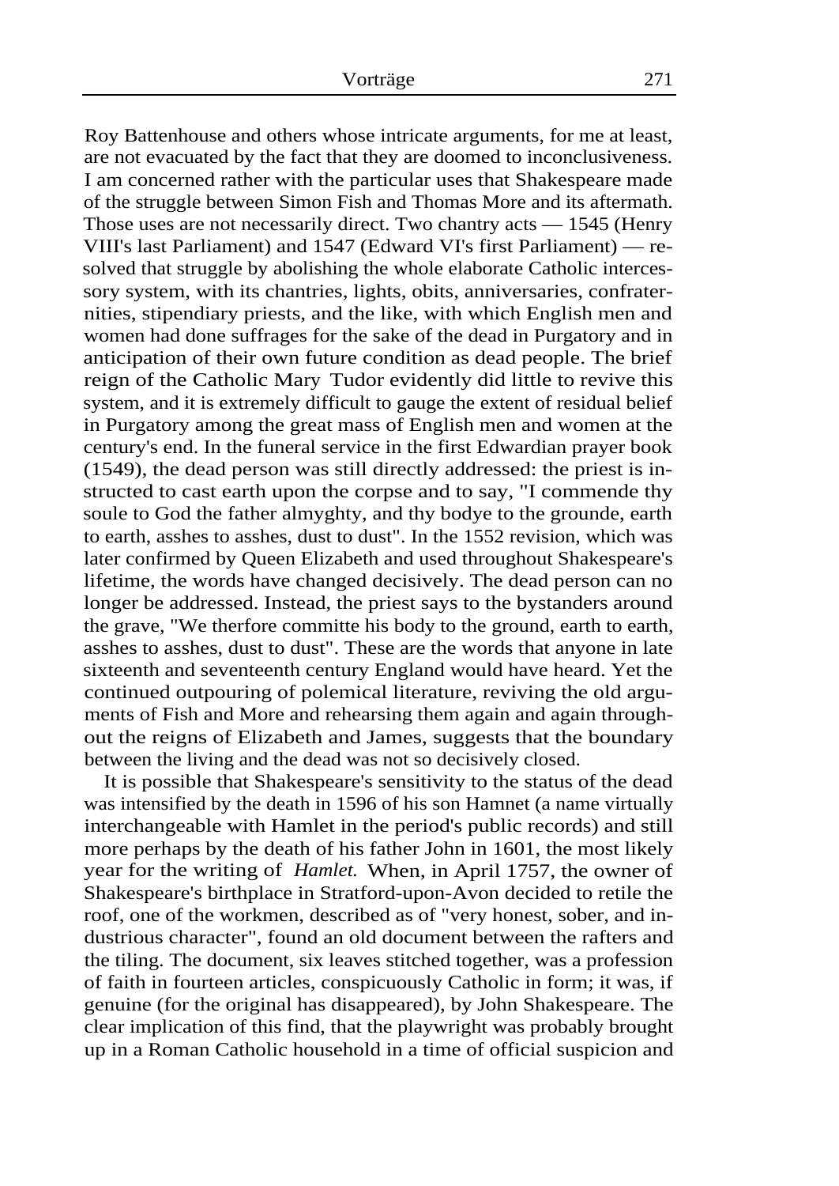Roy Battenhouse and others whose intricate arguments, for me at least, are not evacuated by the fact that they are doomed to inconclusiveness. I am concerned rather with the particular uses that Shakespeare made of the struggle between Simon Fish and Thomas More and its aftermath. Those uses are not necessarily direct. Two chantry acts — 1545 (Henry VIII's last Parliament) and 1547 (Edward VI's first Parliament) — resolved that struggle by abolishing the whole elaborate Catholic intercessory system, with its chantries, lights, obits, anniversaries, confraternities, stipendiary priests, and the like, with which English men and women had done suffrages for the sake of the dead in Purgatory and in anticipation of their own future condition as dead people. The brief reign of the Catholic Mary Tudor evidently did little to revive this system, and it is extremely difficult to gauge the extent of residual belief in Purgatory among the great mass of English men and women at the century's end. In the funeral service in the first Edwardian prayer book (1549), the dead person was still directly addressed: the priest is instructed to cast earth upon the corpse and to say, "I commende thy soule to God the father almyghty, and thy bodye to the grounde, earth to earth, asshes to asshes, dust to dust". In the 1552 revision, which was later confirmed by Queen Elizabeth and used throughout Shakespeare's lifetime, the words have changed decisively. The dead person can no longer be addressed. Instead, the priest says to the bystanders around the grave, "We therfore committe his body to the ground, earth to earth, asshes to asshes, dust to dust". These are the words that anyone in late sixteenth and seventeenth century England would have heard. Yet the continued outpouring of polemical literature, reviving the old arguments of Fish and More and rehearsing them again and again throughout the reigns of Elizabeth and James, suggests that the boundary between the living and the dead was not so decisively closed.

It is possible that Shakespeare's sensitivity to the status of the dead was intensified by the death in 1596 of his son Hamnet (a name virtually interchangeable with Hamlet in the period's public records) and still more perhaps by the death of his father John in 1601, the most likely year for the writing of *Hamlet.* When, in April 1757, the owner of Shakespeare's birthplace in Stratford-upon-Avon decided to retile the roof, one of the workmen, described as of "very honest, sober, and industrious character", found an old document between the rafters and the tiling. The document, six leaves stitched together, was a profession of faith in fourteen articles, conspicuously Catholic in form; it was, if genuine (for the original has disappeared), by John Shakespeare. The clear implication of this find, that the playwright was probably brought up in a Roman Catholic household in a time of official suspicion and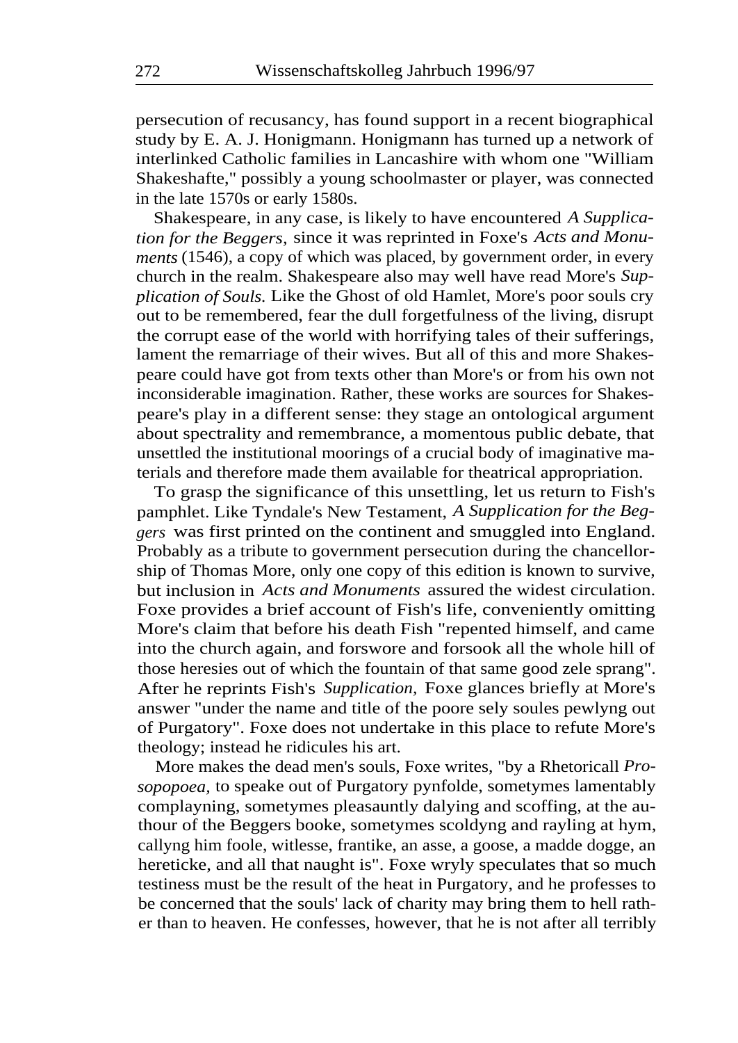persecution of recusancy, has found support in a recent biographical study by E. A. J. Honigmann. Honigmann has turned up a network of interlinked Catholic families in Lancashire with whom one "William Shakeshafte," possibly a young schoolmaster or player, was connected in the late 1570s or early 1580s.

Shakespeare, in any case, is likely to have encountered *A Supplication for the Beggers,* since it was reprinted in Foxe's *Acts and Monuments* (1546), a copy of which was placed, by government order, in every church in the realm. Shakespeare also may well have read More's *Supplication of Souls.* Like the Ghost of old Hamlet, More's poor souls cry out to be remembered, fear the dull forgetfulness of the living, disrupt the corrupt ease of the world with horrifying tales of their sufferings, lament the remarriage of their wives. But all of this and more Shakespeare could have got from texts other than More's or from his own not inconsiderable imagination. Rather, these works are sources for Shakespeare's play in a different sense: they stage an ontological argument about spectrality and remembrance, a momentous public debate, that unsettled the institutional moorings of a crucial body of imaginative materials and therefore made them available for theatrical appropriation.

To grasp the significance of this unsettling, let us return to Fish's pamphlet. Like Tyndale's New Testament, *A Supplication for the Beggers* was first printed on the continent and smuggled into England. Probably as a tribute to government persecution during the chancellorship of Thomas More, only one copy of this edition is known to survive, but inclusion in *Acts and Monuments* assured the widest circulation. Foxe provides a brief account of Fish's life, conveniently omitting More's claim that before his death Fish "repented himself, and came into the church again, and forswore and forsook all the whole hill of those heresies out of which the fountain of that same good zele sprang". After he reprints Fish's *Supplication,* Foxe glances briefly at More's answer "under the name and title of the poore sely soules pewlyng out of Purgatory". Foxe does not undertake in this place to refute More's theology; instead he ridicules his art.

More makes the dead men's souls, Foxe writes, "by a Rhetoricall *Prosopopoea*, to speake out of Purgatory pynfolde, sometymes lamentably complayning, sometymes pleasauntly dalying and scoffing, at the authour of the Beggers booke, sometymes scoldyng and rayling at hym, callyng him foole, witlesse, frantike, an asse, a goose, a madde dogge, an hereticke, and all that naught is". Foxe wryly speculates that so much testiness must be the result of the heat in Purgatory, and he professes to be concerned that the souls' lack of charity may bring them to hell rather than to heaven. He confesses, however, that he is not after all terribly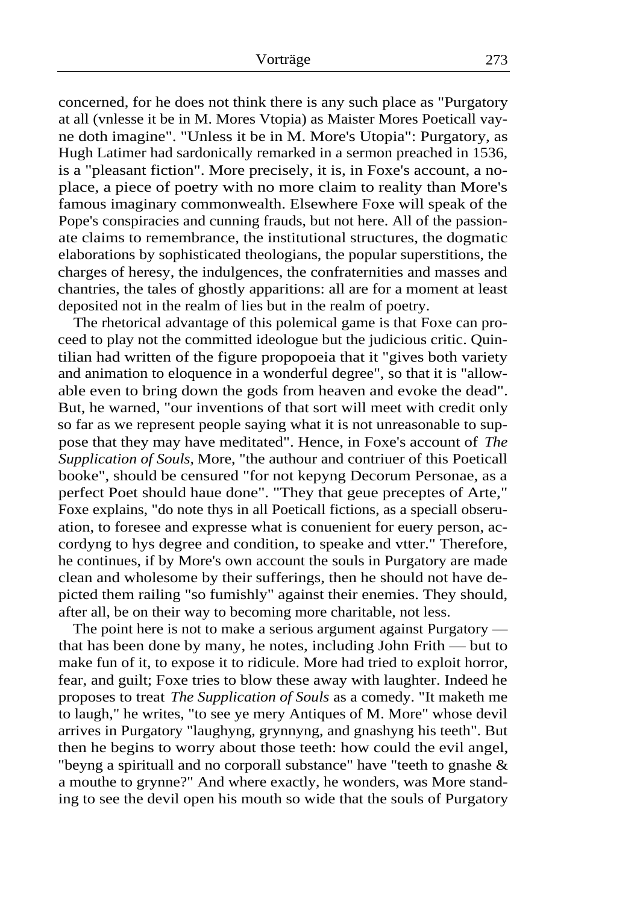concerned, for he does not think there is any such place as "Purgatory at all (vnlesse it be in M. Mores Vtopia) as Maister Mores Poeticall vayne doth imagine". "Unless it be in M. More's Utopia": Purgatory, as Hugh Latimer had sardonically remarked in a sermon preached in 1536, is a "pleasant fiction". More precisely, it is, in Foxe's account, a no-place, a piece of poetry with no more claim to reality than More's famous imaginary commonwealth. Elsewhere Foxe will speak of the Pope's conspiracies and cunning frauds, but not here. All of the passionate claims to remembrance, the institutional structures, the dogmatic elaborations by sophisticated theologians, the popular superstitions, the charges of heresy, the indulgences, the confraternities and masses and chantries, the tales of ghostly apparitions: all are for a moment at least deposited not in the realm of lies but in the realm of poetry.

The rhetorical advantage of this polemical game is that Foxe can proceed to play not the committed ideologue but the judicious critic. Quintilian had written of the figure propopoeia that it "gives both variety and animation to eloquence in a wonderful degree", so that it is "allowable even to bring down the gods from heaven and evoke the dead". But, he warned, "our inventions of that sort will meet with credit only so far as we represent people saying what it is not unreasonable to suppose that they may have meditated". Hence, in Foxe's account of *The Supplication of Souls,* More, "the authour and contriuer of this Poeticall booke", should be censured "for not kepyng Decorum Personae, as a perfect Poet should haue done". "They that geue preceptes of Arte," Foxe explains, "do note thys in all Poeticall fictions, as a speciall obseruation, to foresee and expresse what is conuenient for euery person, accordyng to hys degree and condition, to speake and vtter." Therefore, he continues, if by More's own account the souls in Purgatory are made clean and wholesome by their sufferings, then he should not have depicted them railing "so fumishly" against their enemies. They should, after all, be on their way to becoming more charitable, not less.

The point here is not to make a serious argument against Purgatory — that has been done by many, he notes, including John Frith — but to make fun of it, to expose it to ridicule. More had tried to exploit horror, fear, and guilt; Foxe tries to blow these away with laughter. Indeed he proposes to treat *The Supplication of Souls* as a comedy. "It maketh me to laugh," he writes, "to see ye mery Antiques of M. More" whose devil arrives in Purgatory "laughyng, grynnyng, and gnashyng his teeth". But then he begins to worry about those teeth: how could the evil angel, "beyng a spirituall and no corporall substance" have "teeth to gnashe & a mouthe to grynne?" And where exactly, he wonders, was More standing to see the devil open his mouth so wide that the souls of Purgatory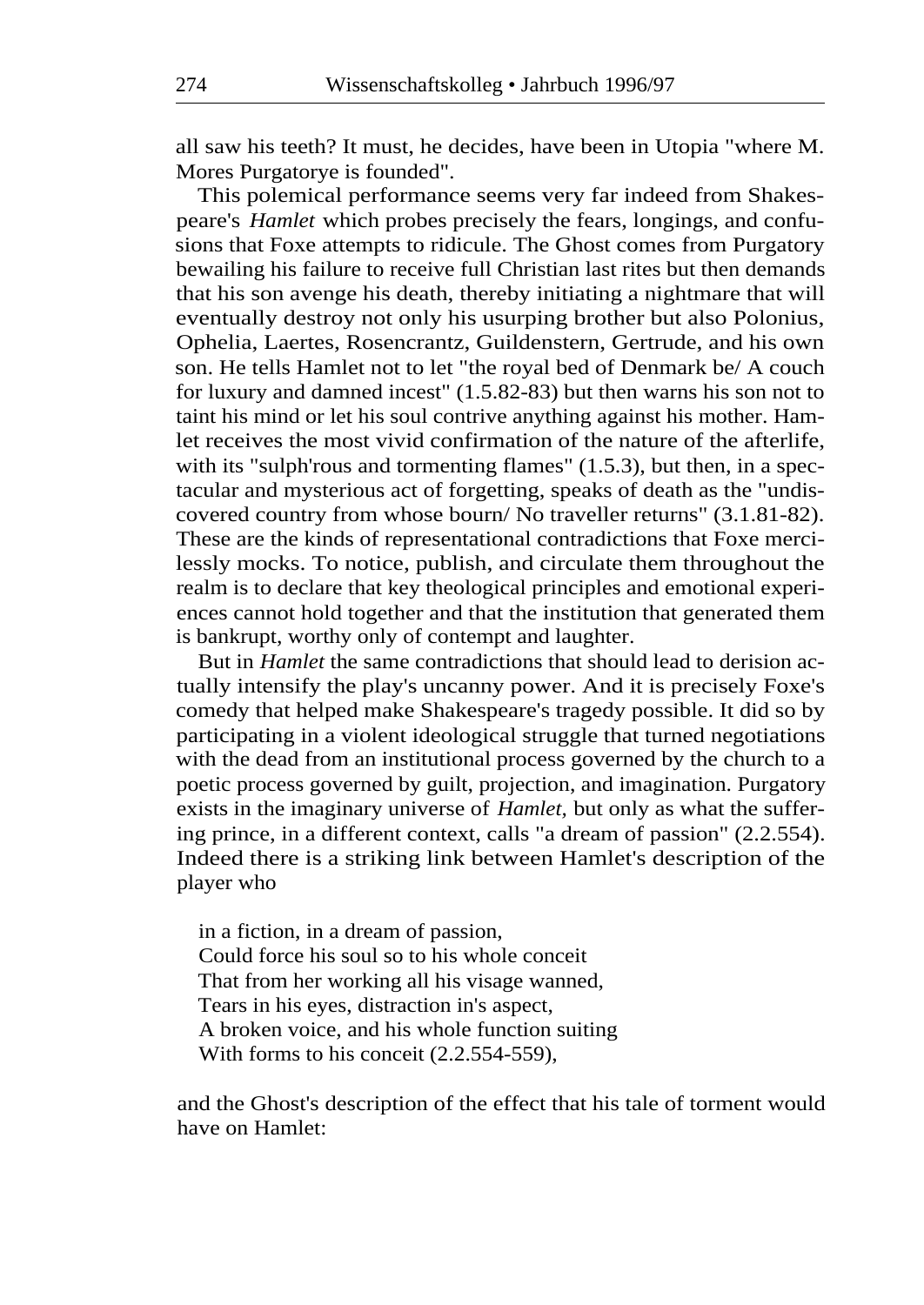all saw his teeth? It must, he decides, have been in Utopia "where M. Mores Purgatorye is founded".

This polemical performance seems very far indeed from Shakespeare's *Hamlet* which probes precisely the fears, longings, and confusions that Foxe attempts to ridicule. The Ghost comes from Purgatory bewailing his failure to receive full Christian last rites but then demands that his son avenge his death, thereby initiating a nightmare that will eventually destroy not only his usurping brother but also Polonius, Ophelia, Laertes, Rosencrantz, Guildenstern, Gertrude, and his own son. He tells Hamlet not to let "the royal bed of Denmark be/ A couch for luxury and damned incest" (1.5.82-83) but then warns his son not to taint his mind or let his soul contrive anything against his mother. Hamlet receives the most vivid confirmation of the nature of the afterlife, with its "sulph'rous and tormenting flames" (1.5.3), but then, in a spectacular and mysterious act of forgetting, speaks of death as the "undiscovered country from whose bourn/ No traveller returns" (3.1.81-82). These are the kinds of representational contradictions that Foxe mercilessly mocks. To notice, publish, and circulate them throughout the realm is to declare that key theological principles and emotional experiences cannot hold together and that the institution that generated them is bankrupt, worthy only of contempt and laughter.

But in *Hamlet* the same contradictions that should lead to derision actually intensify the play's uncanny power. And it is precisely Foxe's comedy that helped make Shakespeare's tragedy possible. It did so by participating in a violent ideological struggle that turned negotiations with the dead from an institutional process governed by the church to a poetic process governed by guilt, projection, and imagination. Purgatory exists in the imaginary universe of *Hamlet,* but only as what the suffering prince, in a different context, calls "a dream of passion" (2.2.554). Indeed there is a striking link between Hamlet's description of the player who

> in a fiction, in a dream of passion,
> Could force his soul so to his whole conceit
> That from her working all his visage wanned,
> Tears in his eyes, distraction in's aspect,
> A broken voice, and his whole function suiting
> With forms to his conceit (2.2.554-559),

and the Ghost's description of the effect that his tale of torment would have on Hamlet: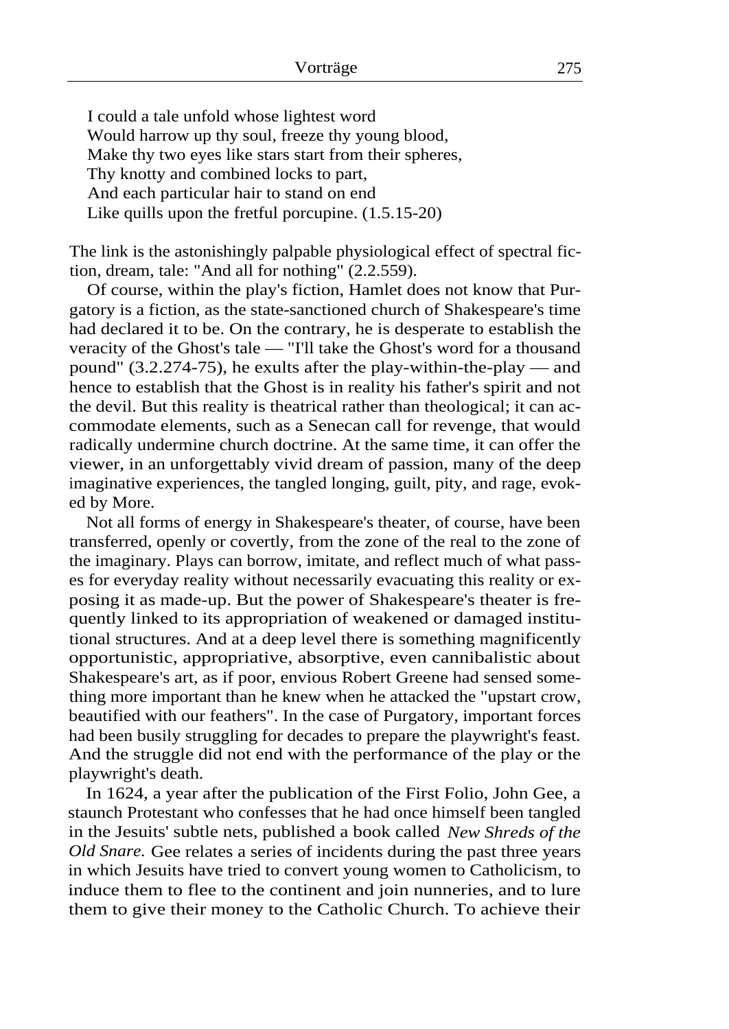I could a tale unfold whose lightest word  
Would harrow up thy soul, freeze thy young blood,  
Make thy two eyes like stars start from their spheres,  
Thy knotty and combined locks to part,  
And each particular hair to stand on end  
Like quills upon the fretful porcupine. (1.5.15-20)

The link is the astonishingly palpable physiological effect of spectral fiction, dream, tale: "And all for nothing" (2.2.559).

Of course, within the play's fiction, Hamlet does not know that Purgatory is a fiction, as the state-sanctioned church of Shakespeare's time had declared it to be. On the contrary, he is desperate to establish the veracity of the Ghost's tale — "I'll take the Ghost's word for a thousand pound" (3.2.274-75), he exults after the play-within-the-play — and hence to establish that the Ghost is in reality his father's spirit and not the devil. But this reality is theatrical rather than theological; it can accommodate elements, such as a Senecan call for revenge, that would radically undermine church doctrine. At the same time, it can offer the viewer, in an unforgettably vivid dream of passion, many of the deep imaginative experiences, the tangled longing, guilt, pity, and rage, evoked by More.

Not all forms of energy in Shakespeare's theater, of course, have been transferred, openly or covertly, from the zone of the real to the zone of the imaginary. Plays can borrow, imitate, and reflect much of what passes for everyday reality without necessarily evacuating this reality or exposing it as made-up. But the power of Shakespeare's theater is frequently linked to its appropriation of weakened or damaged institutional structures. And at a deep level there is something magnificently opportunistic, appropriative, absorptive, even cannibalistic about Shakespeare's art, as if poor, envious Robert Greene had sensed something more important than he knew when he attacked the "upstart crow, beautified with our feathers". In the case of Purgatory, important forces had been busily struggling for decades to prepare the playwright's feast. And the struggle did not end with the performance of the play or the playwright's death.

In 1624, a year after the publication of the First Folio, John Gee, a staunch Protestant who confesses that he had once himself been tangled in the Jesuits' subtle nets, published a book called *New Shreds of the Old Snare.* Gee relates a series of incidents during the past three years in which Jesuits have tried to convert young women to Catholicism, to induce them to flee to the continent and join nunneries, and to lure them to give their money to the Catholic Church. To achieve their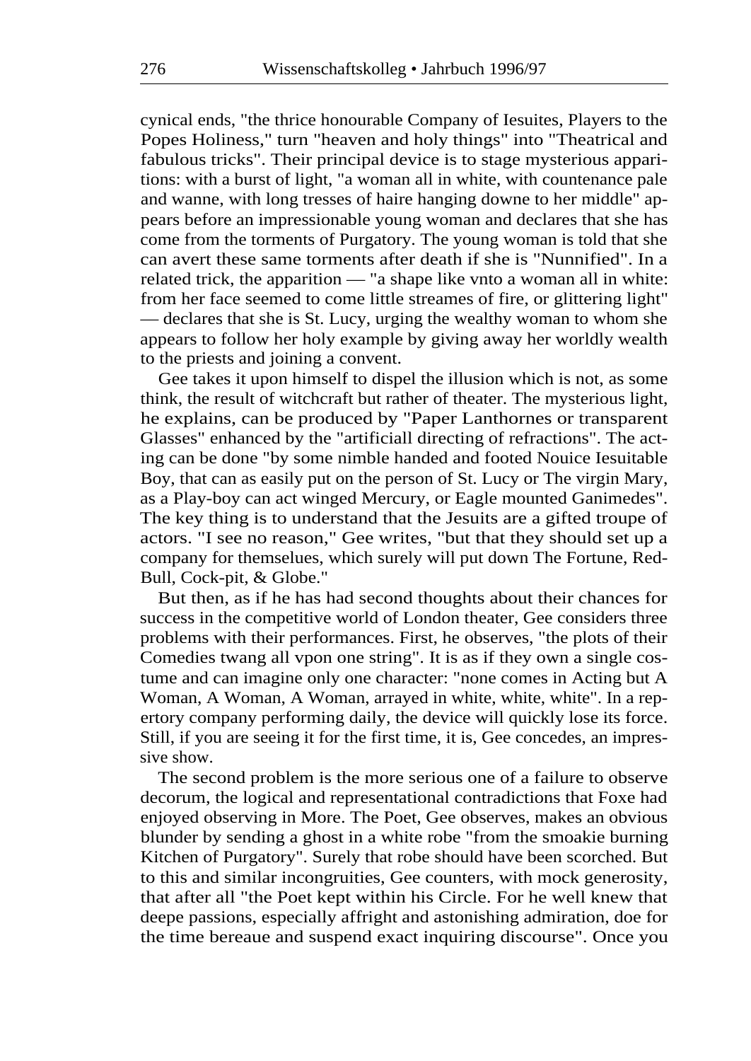cynical ends, "the thrice honourable Company of Iesuites, Players to the Popes Holiness," turn "heaven and holy things" into "Theatrical and fabulous tricks". Their principal device is to stage mysterious apparitions: with a burst of light, "a woman all in white, with countenance pale and wanne, with long tresses of haire hanging downe to her middle" appears before an impressionable young woman and declares that she has come from the torments of Purgatory. The young woman is told that she can avert these same torments after death if she is "Nunnified". In a related trick, the apparition — "a shape like vnto a woman all in white: from her face seemed to come little streames of fire, or glittering light" — declares that she is St. Lucy, urging the wealthy woman to whom she appears to follow her holy example by giving away her worldly wealth to the priests and joining a convent.

Gee takes it upon himself to dispel the illusion which is not, as some think, the result of witchcraft but rather of theater. The mysterious light, he explains, can be produced by "Paper Lanthornes or transparent Glasses" enhanced by the "artificiall directing of refractions". The acting can be done "by some nimble handed and footed Nouice Iesuitable Boy, that can as easily put on the person of St. Lucy or The virgin Mary, as a Play-boy can act winged Mercury, or Eagle mounted Ganimedes". The key thing is to understand that the Jesuits are a gifted troupe of actors. "I see no reason," Gee writes, "but that they should set up a company for themselues, which surely will put down The Fortune, Red-Bull, Cock-pit, & Globe."

But then, as if he has had second thoughts about their chances for success in the competitive world of London theater, Gee considers three problems with their performances. First, he observes, "the plots of their Comedies twang all vpon one string". It is as if they own a single costume and can imagine only one character: "none comes in Acting but A Woman, A Woman, A Woman, arrayed in white, white, white". In a repertory company performing daily, the device will quickly lose its force. Still, if you are seeing it for the first time, it is, Gee concedes, an impressive show.

The second problem is the more serious one of a failure to observe decorum, the logical and representational contradictions that Foxe had enjoyed observing in More. The Poet, Gee observes, makes an obvious blunder by sending a ghost in a white robe "from the smoakie burning Kitchen of Purgatory". Surely that robe should have been scorched. But to this and similar incongruities, Gee counters, with mock generosity, that after all "the Poet kept within his Circle. For he well knew that deepe passions, especially affright and astonishing admiration, doe for the time bereaue and suspend exact inquiring discourse". Once you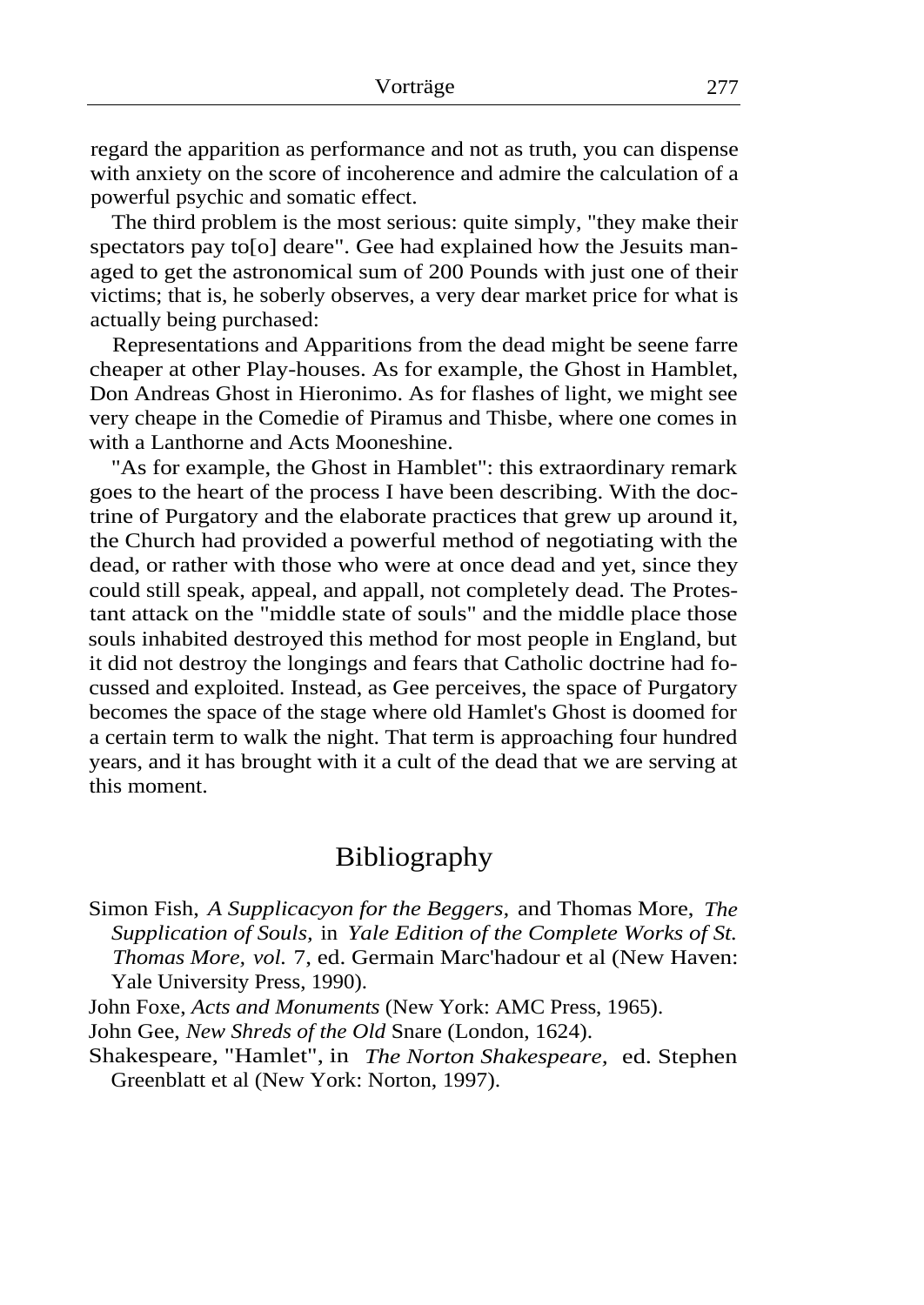regard the apparition as performance and not as truth, you can dispense with anxiety on the score of incoherence and admire the calculation of a powerful psychic and somatic effect.

The third problem is the most serious: quite simply, "they make their spectators pay to[o] deare". Gee had explained how the Jesuits managed to get the astronomical sum of 200 Pounds with just one of their victims; that is, he soberly observes, a very dear market price for what is actually being purchased:

Representations and Apparitions from the dead might be seene farre cheaper at other Play-houses. As for example, the Ghost in Hamblet, Don Andreas Ghost in Hieronimo. As for flashes of light, we might see very cheape in the Comedie of Piramus and Thisbe, where one comes in with a Lanthorne and Acts Mooneshine.

"As for example, the Ghost in Hamblet": this extraordinary remark goes to the heart of the process I have been describing. With the doctrine of Purgatory and the elaborate practices that grew up around it, the Church had provided a powerful method of negotiating with the dead, or rather with those who were at once dead and yet, since they could still speak, appeal, and appall, not completely dead. The Protestant attack on the "middle state of souls" and the middle place those souls inhabited destroyed this method for most people in England, but it did not destroy the longings and fears that Catholic doctrine had focussed and exploited. Instead, as Gee perceives, the space of Purgatory becomes the space of the stage where old Hamlet's Ghost is doomed for a certain term to walk the night. That term is approaching four hundred years, and it has brought with it a cult of the dead that we are serving at this moment.

## Bibliography

Simon Fish, *A Supplicacyon for the Beggers,* and Thomas More, *The Supplication of Souls,* in *Yale Edition of the Complete Works of St. Thomas More, vol.* 7, ed. Germain Marc'hadour et al (New Haven: Yale University Press, 1990).

John Foxe, *Acts and Monuments* (New York: AMC Press, 1965).

John Gee, *New Shreds of the Old* Snare (London, 1624).

Shakespeare, "Hamlet", in *The Norton Shakespeare,* ed. Stephen Greenblatt et al (New York: Norton, 1997).